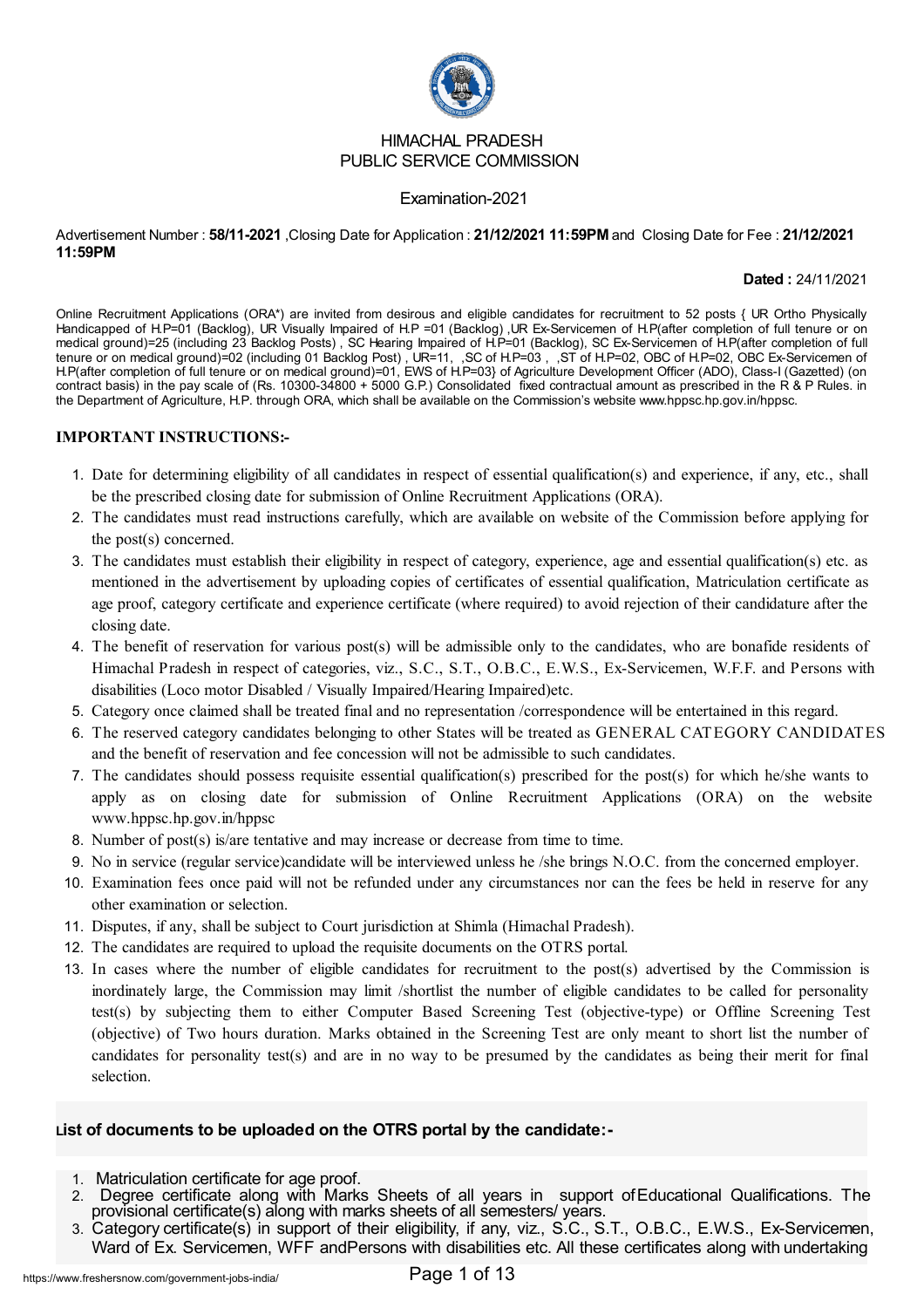HIMACHAL PRADESH
PUBLIC SERVICE COMMISSION

Examination-2021

Advertisement Number : **58/11-2021** ,Closing Date for Application : **21/12/2021 11:59PM** and Closing Date for Fee : **21/12/2021 11:59PM**

**Dated :** 24/11/2021

Online Recruitment Applications (ORA*) are invited from desirous and eligible candidates for recruitment to 52 posts { UR Ortho Physically Handicapped of H.P=01 (Backlog), UR Visually Impaired of H.P =01 (Backlog) ,UR Ex-Servicemen of H.P(after completion of full tenure or on medical ground)=25 (including 23 Backlog Posts) , SC Hearing Impaired of H.P=01 (Backlog), SC Ex-Servicemen of H.P(after completion of full tenure or on medical ground)=02 (including 01 Backlog Post) , UR=11, ,SC of H.P=03 , ,ST of H.P=02, OBC of H.P=02, OBC Ex-Servicemen of H.P(after completion of full tenure or on medical ground)=01, EWS of H.P=03} of Agriculture Development Officer (ADO), Class-I (Gazetted) (on contract basis) in the pay scale of (Rs. 10300-34800 + 5000 G.P.) Consolidated fixed contractual amount as prescribed in the R & P Rules. in the Department of Agriculture, H.P. through ORA, which shall be available on the Commission's website www.hppsc.hp.gov.in/hppsc.

**IMPORTANT INSTRUCTIONS:-**

1. Date for determining eligibility of all candidates in respect of essential qualification(s) and experience, if any, etc., shall be the prescribed closing date for submission of Online Recruitment Applications (ORA).
2. The candidates must read instructions carefully, which are available on website of the Commission before applying for the post(s) concerned.
3. The candidates must establish their eligibility in respect of category, experience, age and essential qualification(s) etc. as mentioned in the advertisement by uploading copies of certificates of essential qualification, Matriculation certificate as age proof, category certificate and experience certificate (where required) to avoid rejection of their candidature after the closing date.
4. The benefit of reservation for various post(s) will be admissible only to the candidates, who are bonafide residents of Himachal Pradesh in respect of categories, viz., S.C., S.T., O.B.C., E.W.S., Ex-Servicemen, W.F.F. and Persons with disabilities (Loco motor Disabled / Visually Impaired/Hearing Impaired)etc.
5. Category once claimed shall be treated final and no representation /correspondence will be entertained in this regard.
6. The reserved category candidates belonging to other States will be treated as GENERAL CATEGORY CANDIDATES and the benefit of reservation and fee concession will not be admissible to such candidates.
7. The candidates should possess requisite essential qualification(s) prescribed for the post(s) for which he/she wants to apply as on closing date for submission of Online Recruitment Applications (ORA) on the website www.hppsc.hp.gov.in/hppsc
8. Number of post(s) is/are tentative and may increase or decrease from time to time.
9. No in service (regular service)candidate will be interviewed unless he /she brings N.O.C. from the concerned employer.
10. Examination fees once paid will not be refunded under any circumstances nor can the fees be held in reserve for any other examination or selection.
11. Disputes, if any, shall be subject to Court jurisdiction at Shimla (Himachal Pradesh).
12. The candidates are required to upload the requisite documents on the OTRS portal.
13. In cases where the number of eligible candidates for recruitment to the post(s) advertised by the Commission is inordinately large, the Commission may limit /shortlist the number of eligible candidates to be called for personality test(s) by subjecting them to either Computer Based Screening Test (objective-type) or Offline Screening Test (objective) of Two hours duration. Marks obtained in the Screening Test are only meant to short list the number of candidates for personality test(s) and are in no way to be presumed by the candidates as being their merit for final selection.

**List of documents to be uploaded on the OTRS portal by the candidate:-**

1. Matriculation certificate for age proof.
2. Degree certificate along with Marks Sheets of all years in support of Educational Qualifications. The provisional certificate(s) along with marks sheets of all semesters/ years.
3. Category certificate(s) in support of their eligibility, if any, viz., S.C., S.T., O.B.C., E.W.S., Ex-Servicemen, Ward of Ex. Servicemen, WFF and Persons with disabilities etc. All these certificates along with undertaking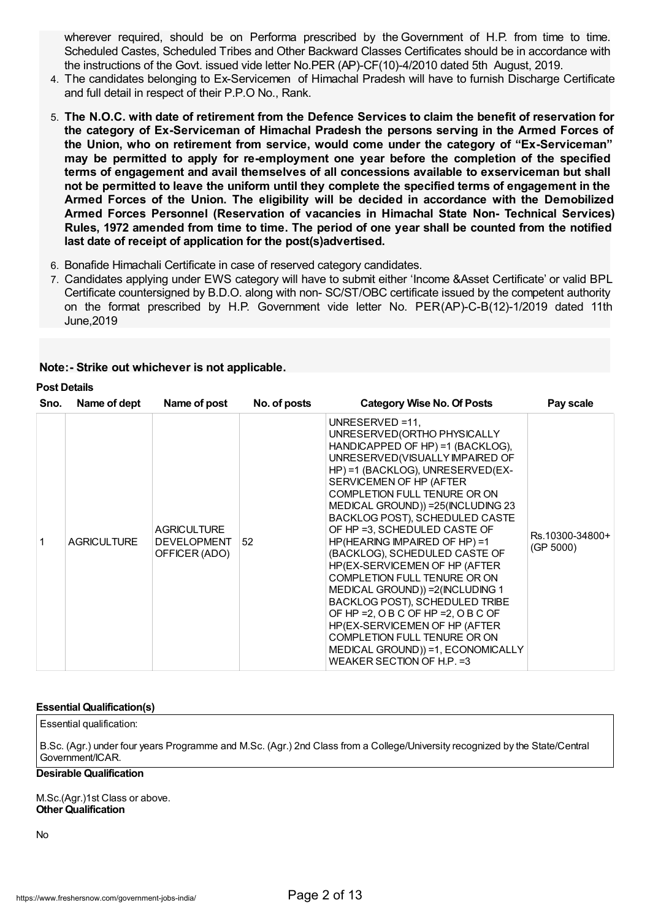wherever required, should be on Performa prescribed by the Government of H.P. from time to time. Scheduled Castes, Scheduled Tribes and Other Backward Classes Certificates should be in accordance with the instructions of the Govt. issued vide letter No.PER (AP)-CF(10)-4/2010 dated 5th August, 2019.

4. The candidates belonging to Ex-Servicemen of Himachal Pradesh will have to furnish Discharge Certificate and full detail in respect of their P.P.O No., Rank.
5. **The N.O.C. with date of retirement from the Defence Services to claim the benefit of reservation for the category of Ex-Serviceman of Himachal Pradesh the persons serving in the Armed Forces of the Union, who on retirement from service, would come under the category of "Ex-Serviceman" may be permitted to apply for re-employment one year before the completion of the specified terms of engagement and avail themselves of all concessions available to exserviceman but shall not be permitted to leave the uniform until they complete the specified terms of engagement in the Armed Forces of the Union. The eligibility will be decided in accordance with the Demobilized Armed Forces Personnel (Reservation of vacancies in Himachal State Non- Technical Services) Rules, 1972 amended from time to time. The period of one year shall be counted from the notified last date of receipt of application for the post(s)advertised.**
6. Bonafide Himachali Certificate in case of reserved category candidates.
7. Candidates applying under EWS category will have to submit either 'Income &Asset Certificate' or valid BPL Certificate countersigned by B.D.O. along with non- SC/ST/OBC certificate issued by the competent authority on the format prescribed by H.P. Government vide letter No. PER(AP)-C-B(12)-1/2019 dated 11th June,2019

**Note:- Strike out whichever is not applicable.**

**Post Details**

| Sno. | Name of dept | Name of post | No. of posts | Category Wise No. Of Posts | Pay scale |
|---|---|---|---|---|---|
| 1 | AGRICULTURE | AGRICULTURE DEVELOPMENT OFFICER (ADO) | 52 | UNRESERVED =11, UNRESERVED(ORTHO PHYSICALLY HANDICAPPED OF HP) =1 (BACKLOG), UNRESERVED(VISUALLY IMPAIRED OF HP) =1 (BACKLOG), UNRESERVED(EX-SERVICEMEN OF HP (AFTER COMPLETION FULL TENURE OR ON MEDICAL GROUND)) =25(INCLUDING 23 BACKLOG POST), SCHEDULED CASTE OF HP =3, SCHEDULED CASTE OF HP(HEARING IMPAIRED OF HP) =1 (BACKLOG), SCHEDULED CASTE OF HP(EX-SERVICEMEN OF HP (AFTER COMPLETION FULL TENURE OR ON MEDICAL GROUND)) =2(INCLUDING 1 BACKLOG POST), SCHEDULED TRIBE OF HP =2, O B C OF HP =2, O B C OF HP(EX-SERVICEMEN OF HP (AFTER COMPLETION FULL TENURE OR ON MEDICAL GROUND)) =1, ECONOMICALLY WEAKER SECTION OF H.P. =3 | Rs.10300-34800+ (GP 5000) |

**Essential Qualification(s)**

Essential qualification:

B.Sc. (Agr.) under four years Programme and M.Sc. (Agr.) 2nd Class from a College/University recognized by the State/Central Government/ICAR.

**Desirable Qualification**

M.Sc.(Agr.)1st Class or above.

**Other Qualification**

No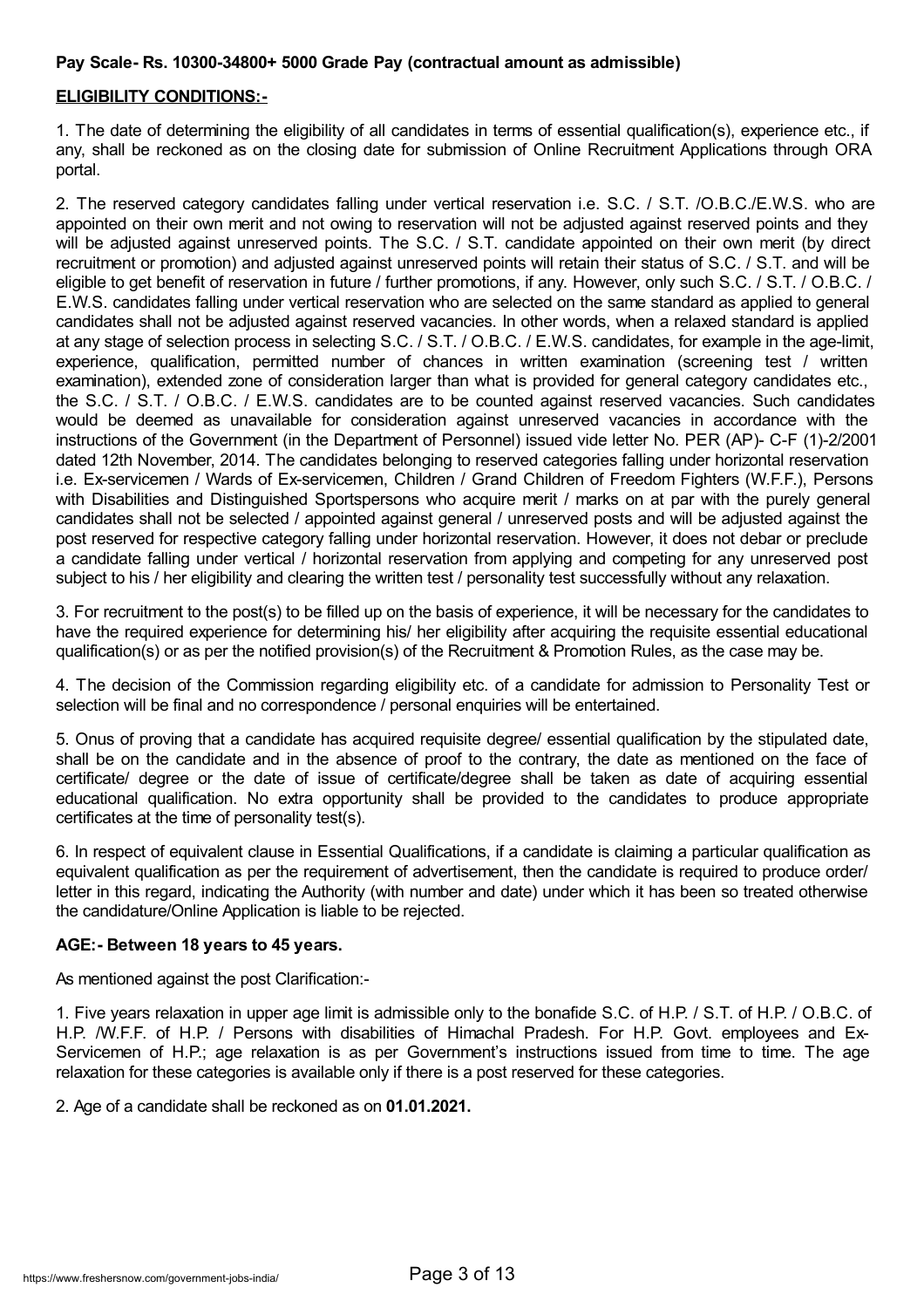**Pay Scale- Rs. 10300-34800+ 5000 Grade Pay (contractual amount as admissible)**

**ELIGIBILITY CONDITIONS:-**

1. The date of determining the eligibility of all candidates in terms of essential qualification(s), experience etc., if any, shall be reckoned as on the closing date for submission of Online Recruitment Applications through ORA portal.

2. The reserved category candidates falling under vertical reservation i.e. S.C. / S.T. /O.B.C./E.W.S. who are appointed on their own merit and not owing to reservation will not be adjusted against reserved points and they will be adjusted against unreserved points. The S.C. / S.T. candidate appointed on their own merit (by direct recruitment or promotion) and adjusted against unreserved points will retain their status of S.C. / S.T. and will be eligible to get benefit of reservation in future / further promotions, if any. However, only such S.C. / S.T. / O.B.C. / E.W.S. candidates falling under vertical reservation who are selected on the same standard as applied to general candidates shall not be adjusted against reserved vacancies. In other words, when a relaxed standard is applied at any stage of selection process in selecting S.C. / S.T. / O.B.C. / E.W.S. candidates, for example in the age-limit, experience, qualification, permitted number of chances in written examination (screening test / written examination), extended zone of consideration larger than what is provided for general category candidates etc., the S.C. / S.T. / O.B.C. / E.W.S. candidates are to be counted against reserved vacancies. Such candidates would be deemed as unavailable for consideration against unreserved vacancies in accordance with the instructions of the Government (in the Department of Personnel) issued vide letter No. PER (AP)- C-F (1)-2/2001 dated 12th November, 2014. The candidates belonging to reserved categories falling under horizontal reservation i.e. Ex-servicemen / Wards of Ex-servicemen, Children / Grand Children of Freedom Fighters (W.F.F.), Persons with Disabilities and Distinguished Sportspersons who acquire merit / marks on at par with the purely general candidates shall not be selected / appointed against general / unreserved posts and will be adjusted against the post reserved for respective category falling under horizontal reservation. However, it does not debar or preclude a candidate falling under vertical / horizontal reservation from applying and competing for any unreserved post subject to his / her eligibility and clearing the written test / personality test successfully without any relaxation.

3. For recruitment to the post(s) to be filled up on the basis of experience, it will be necessary for the candidates to have the required experience for determining his/ her eligibility after acquiring the requisite essential educational qualification(s) or as per the notified provision(s) of the Recruitment & Promotion Rules, as the case may be.

4. The decision of the Commission regarding eligibility etc. of a candidate for admission to Personality Test or selection will be final and no correspondence / personal enquiries will be entertained.

5. Onus of proving that a candidate has acquired requisite degree/ essential qualification by the stipulated date, shall be on the candidate and in the absence of proof to the contrary, the date as mentioned on the face of certificate/ degree or the date of issue of certificate/degree shall be taken as date of acquiring essential educational qualification. No extra opportunity shall be provided to the candidates to produce appropriate certificates at the time of personality test(s).

6. In respect of equivalent clause in Essential Qualifications, if a candidate is claiming a particular qualification as equivalent qualification as per the requirement of advertisement, then the candidate is required to produce order/ letter in this regard, indicating the Authority (with number and date) under which it has been so treated otherwise the candidature/Online Application is liable to be rejected.

**AGE:- Between 18 years to 45 years.**

As mentioned against the post Clarification:-

1. Five years relaxation in upper age limit is admissible only to the bonafide S.C. of H.P. / S.T. of H.P. / O.B.C. of H.P. /W.F.F. of H.P. / Persons with disabilities of Himachal Pradesh. For H.P. Govt. employees and Ex-Servicemen of H.P.; age relaxation is as per Government's instructions issued from time to time. The age relaxation for these categories is available only if there is a post reserved for these categories.

2. Age of a candidate shall be reckoned as on **01.01.2021.**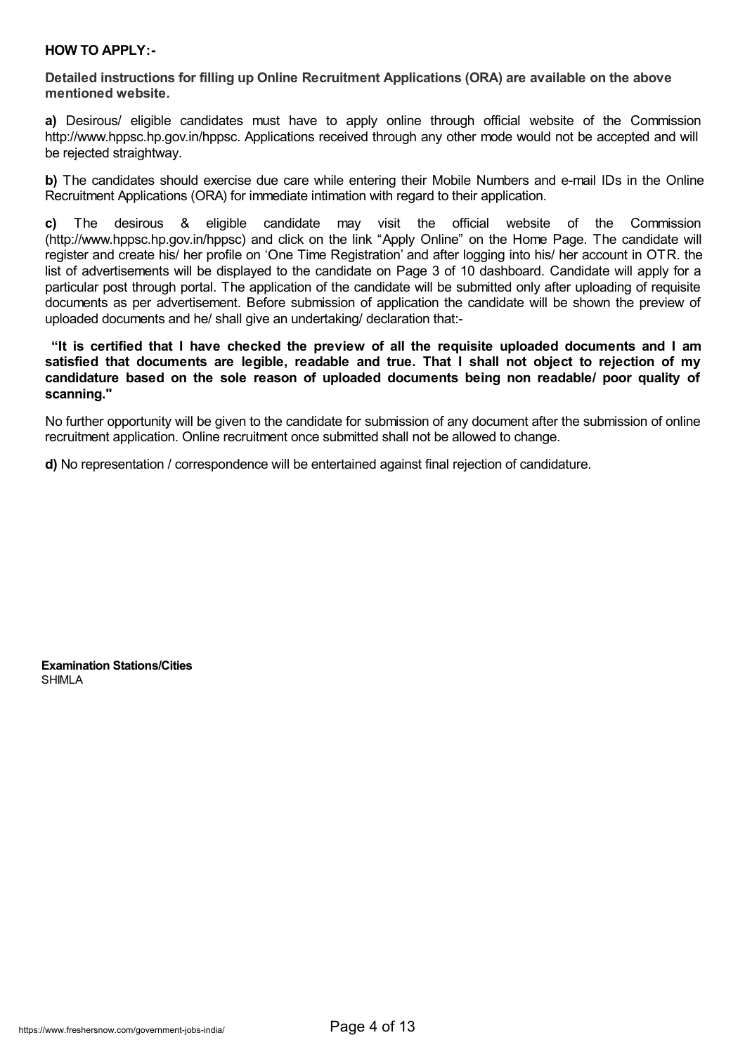**HOW TO APPLY:-**

**Detailed instructions for filling up Online Recruitment Applications (ORA) are available on the above mentioned website.**

**a)** Desirous/ eligible candidates must have to apply online through official website of the Commission http://www.hppsc.hp.gov.in/hppsc. Applications received through any other mode would not be accepted and will be rejected straightway.

**b)** The candidates should exercise due care while entering their Mobile Numbers and e-mail IDs in the Online Recruitment Applications (ORA) for immediate intimation with regard to their application.

**c)** The desirous & eligible candidate may visit the official website of the Commission (http://www.hppsc.hp.gov.in/hppsc) and click on the link "Apply Online" on the Home Page. The candidate will register and create his/ her profile on 'One Time Registration' and after logging into his/ her account in OTR. the list of advertisements will be displayed to the candidate on Page 3 of 10 dashboard. Candidate will apply for a particular post through portal. The application of the candidate will be submitted only after uploading of requisite documents as per advertisement. Before submission of application the candidate will be shown the preview of uploaded documents and he/ shall give an undertaking/ declaration that:-

**"It is certified that I have checked the preview of all the requisite uploaded documents and I am satisfied that documents are legible, readable and true. That I shall not object to rejection of my candidature based on the sole reason of uploaded documents being non readable/ poor quality of scanning."**

No further opportunity will be given to the candidate for submission of any document after the submission of online recruitment application. Online recruitment once submitted shall not be allowed to change.

**d)** No representation / correspondence will be entertained against final rejection of candidature.

**Examination Stations/Cities**
SHIMLA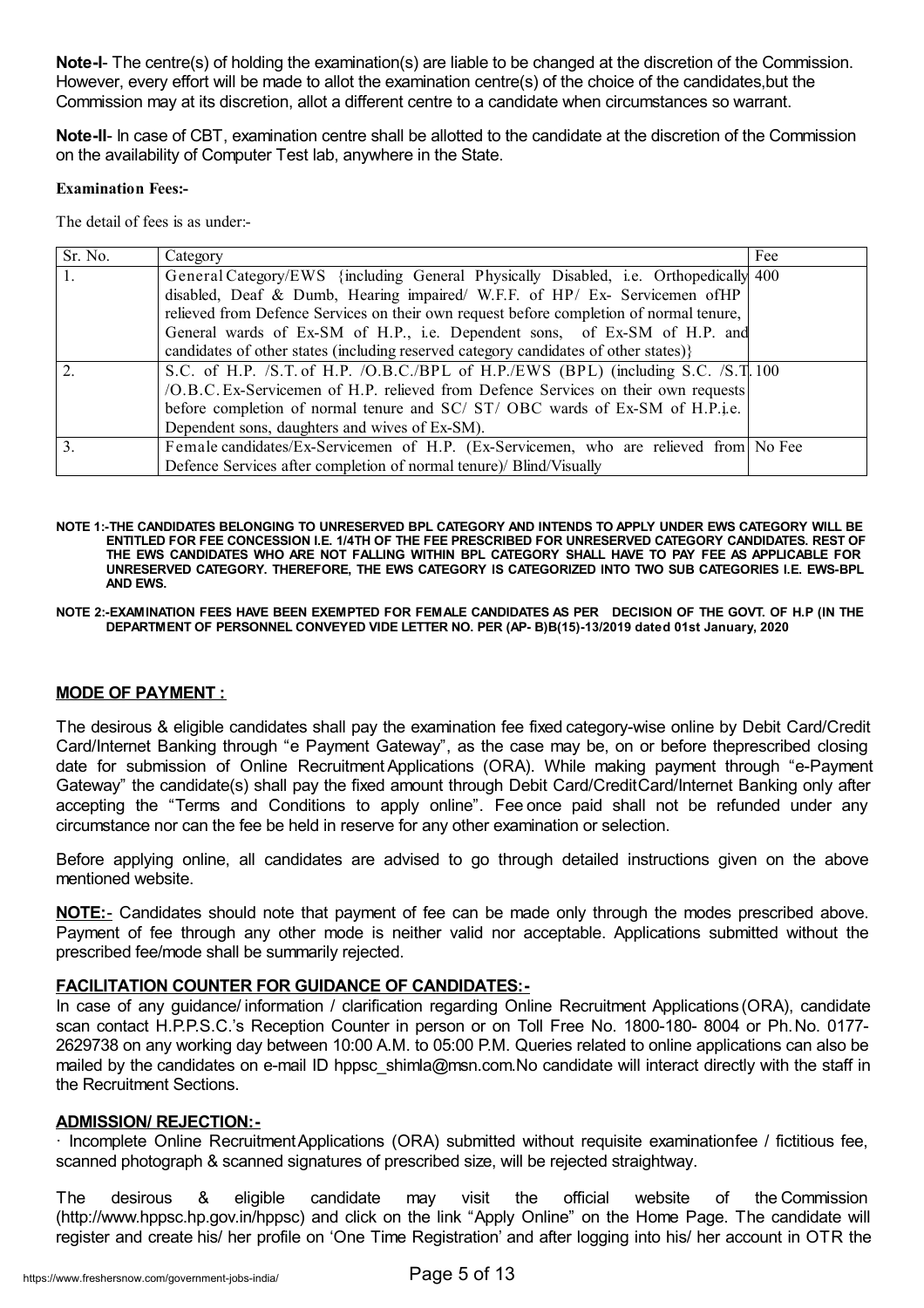**Note-I**- The centre(s) of holding the examination(s) are liable to be changed at the discretion of the Commission. However, every effort will be made to allot the examination centre(s) of the choice of the candidates,but the Commission may at its discretion, allot a different centre to a candidate when circumstances so warrant.

**Note-II**- In case of CBT, examination centre shall be allotted to the candidate at the discretion of the Commission on the availability of Computer Test lab, anywhere in the State.

**Examination Fees:-**

The detail of fees is as under:-

| Sr. No. | Category | Fee |
|---|---|---|
| 1. | General Category/EWS {including General Physically Disabled, i.e. Orthopedically disabled, Deaf & Dumb, Hearing impaired/ W.F.F. of HP/ Ex- Servicemen ofHP relieved from Defence Services on their own request before completion of normal tenure, General wards of Ex-SM of H.P., i.e. Dependent sons, of Ex-SM of H.P. and candidates of other states (including reserved category candidates of other states)} | 400 |
| 2. | S.C. of H.P. /S.T. of H.P. /O.B.C./BPL of H.P./EWS (BPL) (including S.C. /S.T. /O.B.C. Ex-Servicemen of H.P. relieved from Defence Services on their own requests before completion of normal tenure and SC/ ST/ OBC wards of Ex-SM of H.P.i.e. Dependent sons, daughters and wives of Ex-SM). | 100 |
| 3. | Female candidates/Ex-Servicemen of H.P. (Ex-Servicemen, who are relieved from Defence Services after completion of normal tenure)/ Blind/Visually | No Fee |

**NOTE 1:-THE CANDIDATES BELONGING TO UNRESERVED BPL CATEGORY AND INTENDS TO APPLY UNDER EWS CATEGORY WILL BE ENTITLED FOR FEE CONCESSION I.E. 1/4TH OF THE FEE PRESCRIBED FOR UNRESERVED CATEGORY CANDIDATES. REST OF THE EWS CANDIDATES WHO ARE NOT FALLING WITHIN BPL CATEGORY SHALL HAVE TO PAY FEE AS APPLICABLE FOR UNRESERVED CATEGORY. THEREFORE, THE EWS CATEGORY IS CATEGORIZED INTO TWO SUB CATEGORIES I.E. EWS-BPL AND EWS.**

**NOTE 2:-EXAMINATION FEES HAVE BEEN EXEMPTED FOR FEMALE CANDIDATES AS PER DECISION OF THE GOVT. OF H.P (IN THE DEPARTMENT OF PERSONNEL CONVEYED VIDE LETTER NO. PER (AP- B)B(15)-13/2019 dated 01st January, 2020**

## MODE OF PAYMENT :

The desirous & eligible candidates shall pay the examination fee fixed category-wise online by Debit Card/Credit Card/Internet Banking through "e Payment Gateway", as the case may be, on or before theprescribed closing date for submission of Online Recruitment Applications (ORA). While making payment through "e-Payment Gateway" the candidate(s) shall pay the fixed amount through Debit Card/CreditCard/Internet Banking only after accepting the "Terms and Conditions to apply online". Fee once paid shall not be refunded under any circumstance nor can the fee be held in reserve for any other examination or selection.

Before applying online, all candidates are advised to go through detailed instructions given on the above mentioned website.

**NOTE:**- Candidates should note that payment of fee can be made only through the modes prescribed above. Payment of fee through any other mode is neither valid nor acceptable. Applications submitted without the prescribed fee/mode shall be summarily rejected.

## FACILITATION COUNTER FOR GUIDANCE OF CANDIDATES:-

In case of any guidance/ information / clarification regarding Online Recruitment Applications (ORA), candidate scan contact H.P.P.S.C.'s Reception Counter in person or on Toll Free No. 1800-180- 8004 or Ph.No. 0177-2629738 on any working day between 10:00 A.M. to 05:00 P.M. Queries related to online applications can also be mailed by the candidates on e-mail ID hppsc_shimla@msn.com.No candidate will interact directly with the staff in the Recruitment Sections.

## ADMISSION/ REJECTION:-

· Incomplete Online Recruitment Applications (ORA) submitted without requisite examinationfee / fictitious fee, scanned photograph & scanned signatures of prescribed size, will be rejected straightway.

The desirous & eligible candidate may visit the official website of the Commission (http://www.hppsc.hp.gov.in/hppsc) and click on the link "Apply Online" on the Home Page. The candidate will register and create his/ her profile on 'One Time Registration' and after logging into his/ her account in OTR the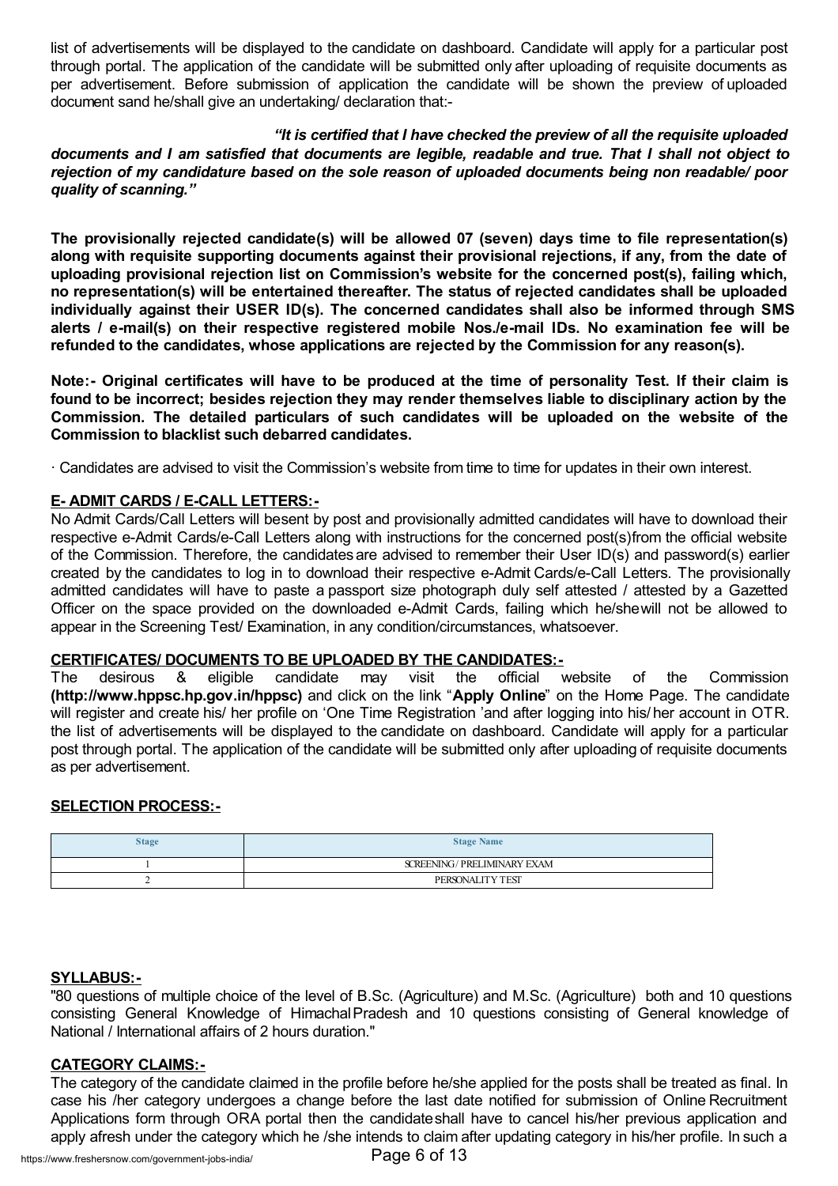list of advertisements will be displayed to the candidate on dashboard. Candidate will apply for a particular post through portal. The application of the candidate will be submitted only after uploading of requisite documents as per advertisement. Before submission of application the candidate will be shown the preview of uploaded document sand he/shall give an undertaking/ declaration that:-

***"It is certified that I have checked the preview of all the requisite uploaded documents and I am satisfied that documents are legible, readable and true. That I shall not object to rejection of my candidature based on the sole reason of uploaded documents being non readable/ poor quality of scanning."***

**The provisionally rejected candidate(s) will be allowed 07 (seven) days time to file representation(s) along with requisite supporting documents against their provisional rejections, if any, from the date of uploading provisional rejection list on Commission's website for the concerned post(s), failing which, no representation(s) will be entertained thereafter. The status of rejected candidates shall be uploaded individually against their USER ID(s). The concerned candidates shall also be informed through SMS alerts / e-mail(s) on their respective registered mobile Nos./e-mail IDs. No examination fee will be refunded to the candidates, whose applications are rejected by the Commission for any reason(s).**

**Note:- Original certificates will have to be produced at the time of personality Test. If their claim is found to be incorrect; besides rejection they may render themselves liable to disciplinary action by the Commission. The detailed particulars of such candidates will be uploaded on the website of the Commission to blacklist such debarred candidates.**

· Candidates are advised to visit the Commission's website from time to time for updates in their own interest.

## E- ADMIT CARDS / E-CALL LETTERS:-

No Admit Cards/Call Letters will besent by post and provisionally admitted candidates will have to download their respective e-Admit Cards/e-Call Letters along with instructions for the concerned post(s)from the official website of the Commission. Therefore, the candidates are advised to remember their User ID(s) and password(s) earlier created by the candidates to log in to download their respective e-Admit Cards/e-Call Letters. The provisionally admitted candidates will have to paste a passport size photograph duly self attested / attested by a Gazetted Officer on the space provided on the downloaded e-Admit Cards, failing which he/shewill not be allowed to appear in the Screening Test/ Examination, in any condition/circumstances, whatsoever.

## CERTIFICATES/ DOCUMENTS TO BE UPLOADED BY THE CANDIDATES:-

The desirous & eligible candidate may visit the official website of the Commission **(http://www.hppsc.hp.gov.in/hppsc)** and click on the link "**Apply Online**" on the Home Page. The candidate will register and create his/ her profile on 'One Time Registration 'and after logging into his/ her account in OTR. the list of advertisements will be displayed to the candidate on dashboard. Candidate will apply for a particular post through portal. The application of the candidate will be submitted only after uploading of requisite documents as per advertisement.

## SELECTION PROCESS:-

| Stage | Stage Name |
|---|---|
| 1 | SCREENING / PRELIMINARY EXAM |
| 2 | PERSONALITY TEST |

## SYLLABUS:-

"80 questions of multiple choice of the level of B.Sc. (Agriculture) and M.Sc. (Agriculture) both and 10 questions consisting General Knowledge of Himachal Pradesh and 10 questions consisting of General knowledge of National / International affairs of 2 hours duration."

## CATEGORY CLAIMS:-

The category of the candidate claimed in the profile before he/she applied for the posts shall be treated as final. In case his /her category undergoes a change before the last date notified for submission of Online Recruitment Applications form through ORA portal then the candidateshall have to cancel his/her previous application and apply afresh under the category which he /she intends to claim after updating category in his/her profile. In such a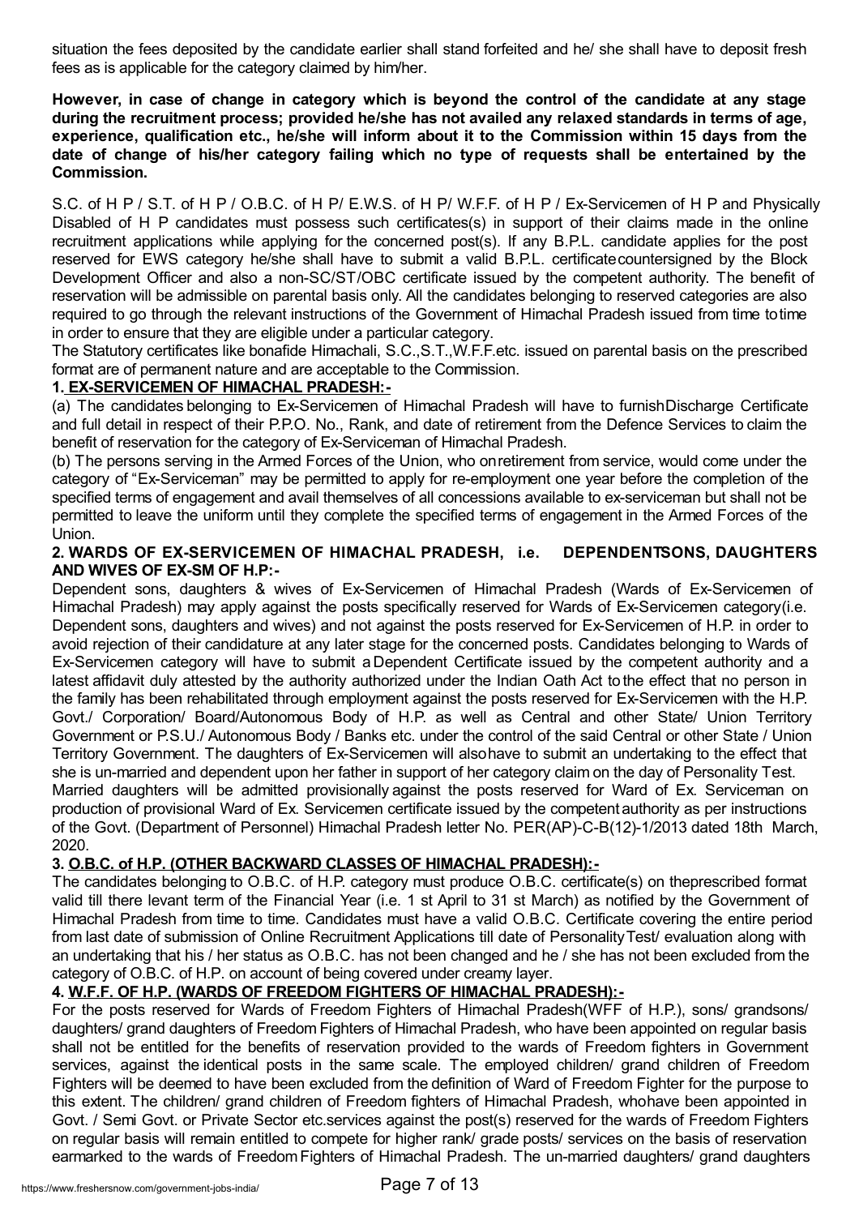situation the fees deposited by the candidate earlier shall stand forfeited and he/ she shall have to deposit fresh fees as is applicable for the category claimed by him/her.

**However, in case of change in category which is beyond the control of the candidate at any stage during the recruitment process; provided he/she has not availed any relaxed standards in terms of age, experience, qualification etc., he/she will inform about it to the Commission within 15 days from the date of change of his/her category failing which no type of requests shall be entertained by the Commission.**

S.C. of H P / S.T. of H P / O.B.C. of H P/ E.W.S. of H P/ W.F.F. of H P / Ex-Servicemen of H P and Physically Disabled of H P candidates must possess such certificates(s) in support of their claims made in the online recruitment applications while applying for the concerned post(s). If any B.P.L. candidate applies for the post reserved for EWS category he/she shall have to submit a valid B.P.L. certificate countersigned by the Block Development Officer and also a non-SC/ST/OBC certificate issued by the competent authority. The benefit of reservation will be admissible on parental basis only. All the candidates belonging to reserved categories are also required to go through the relevant instructions of the Government of Himachal Pradesh issued from time to time in order to ensure that they are eligible under a particular category.

The Statutory certificates like bonafide Himachali, S.C.,S.T.,W.F.F.etc. issued on parental basis on the prescribed format are of permanent nature and are acceptable to the Commission.

**1. EX-SERVICEMEN OF HIMACHAL PRADESH:-**

(a) The candidates belonging to Ex-Servicemen of Himachal Pradesh will have to furnish Discharge Certificate and full detail in respect of their P.P.O. No., Rank, and date of retirement from the Defence Services to claim the benefit of reservation for the category of Ex-Serviceman of Himachal Pradesh.

(b) The persons serving in the Armed Forces of the Union, who on retirement from service, would come under the category of "Ex-Serviceman" may be permitted to apply for re-employment one year before the completion of the specified terms of engagement and avail themselves of all concessions available to ex-serviceman but shall not be permitted to leave the uniform until they complete the specified terms of engagement in the Armed Forces of the Union.

**2. WARDS OF EX-SERVICEMEN OF HIMACHAL PRADESH, i.e. DEPENDENT SONS, DAUGHTERS AND WIVES OF EX-SM OF H.P:-**

Dependent sons, daughters & wives of Ex-Servicemen of Himachal Pradesh (Wards of Ex-Servicemen of Himachal Pradesh) may apply against the posts specifically reserved for Wards of Ex-Servicemen category(i.e. Dependent sons, daughters and wives) and not against the posts reserved for Ex-Servicemen of H.P. in order to avoid rejection of their candidature at any later stage for the concerned posts. Candidates belonging to Wards of Ex-Servicemen category will have to submit a Dependent Certificate issued by the competent authority and a latest affidavit duly attested by the authority authorized under the Indian Oath Act to the effect that no person in the family has been rehabilitated through employment against the posts reserved for Ex-Servicemen with the H.P. Govt./ Corporation/ Board/Autonomous Body of H.P. as well as Central and other State/ Union Territory Government or P.S.U./ Autonomous Body / Banks etc. under the control of the said Central or other State / Union Territory Government. The daughters of Ex-Servicemen will also have to submit an undertaking to the effect that she is un-married and dependent upon her father in support of her category claim on the day of Personality Test.

Married daughters will be admitted provisionally against the posts reserved for Ward of Ex. Serviceman on production of provisional Ward of Ex. Servicemen certificate issued by the competent authority as per instructions of the Govt. (Department of Personnel) Himachal Pradesh letter No. PER(AP)-C-B(12)-1/2013 dated 18th March, 2020.

**3. O.B.C. of H.P. (OTHER BACKWARD CLASSES OF HIMACHAL PRADESH):-**

The candidates belonging to O.B.C. of H.P. category must produce O.B.C. certificate(s) on the prescribed format valid till the relevant term of the Financial Year (i.e. 1 st April to 31 st March) as notified by the Government of Himachal Pradesh from time to time. Candidates must have a valid O.B.C. Certificate covering the entire period from last date of submission of Online Recruitment Applications till date of Personality Test/ evaluation along with an undertaking that his / her status as O.B.C. has not been changed and he / she has not been excluded from the category of O.B.C. of H.P. on account of being covered under creamy layer.

**4. W.F.F. OF H.P. (WARDS OF FREEDOM FIGHTERS OF HIMACHAL PRADESH):-**

For the posts reserved for Wards of Freedom Fighters of Himachal Pradesh(WFF of H.P.), sons/ grandsons/ daughters/ grand daughters of Freedom Fighters of Himachal Pradesh, who have been appointed on regular basis shall not be entitled for the benefits of reservation provided to the wards of Freedom fighters in Government services, against the identical posts in the same scale. The employed children/ grand children of Freedom Fighters will be deemed to have been excluded from the definition of Ward of Freedom Fighter for the purpose to this extent. The children/ grand children of Freedom fighters of Himachal Pradesh, who have been appointed in Govt. / Semi Govt. or Private Sector etc.services against the post(s) reserved for the wards of Freedom Fighters on regular basis will remain entitled to compete for higher rank/ grade posts/ services on the basis of reservation earmarked to the wards of Freedom Fighters of Himachal Pradesh. The un-married daughters/ grand daughters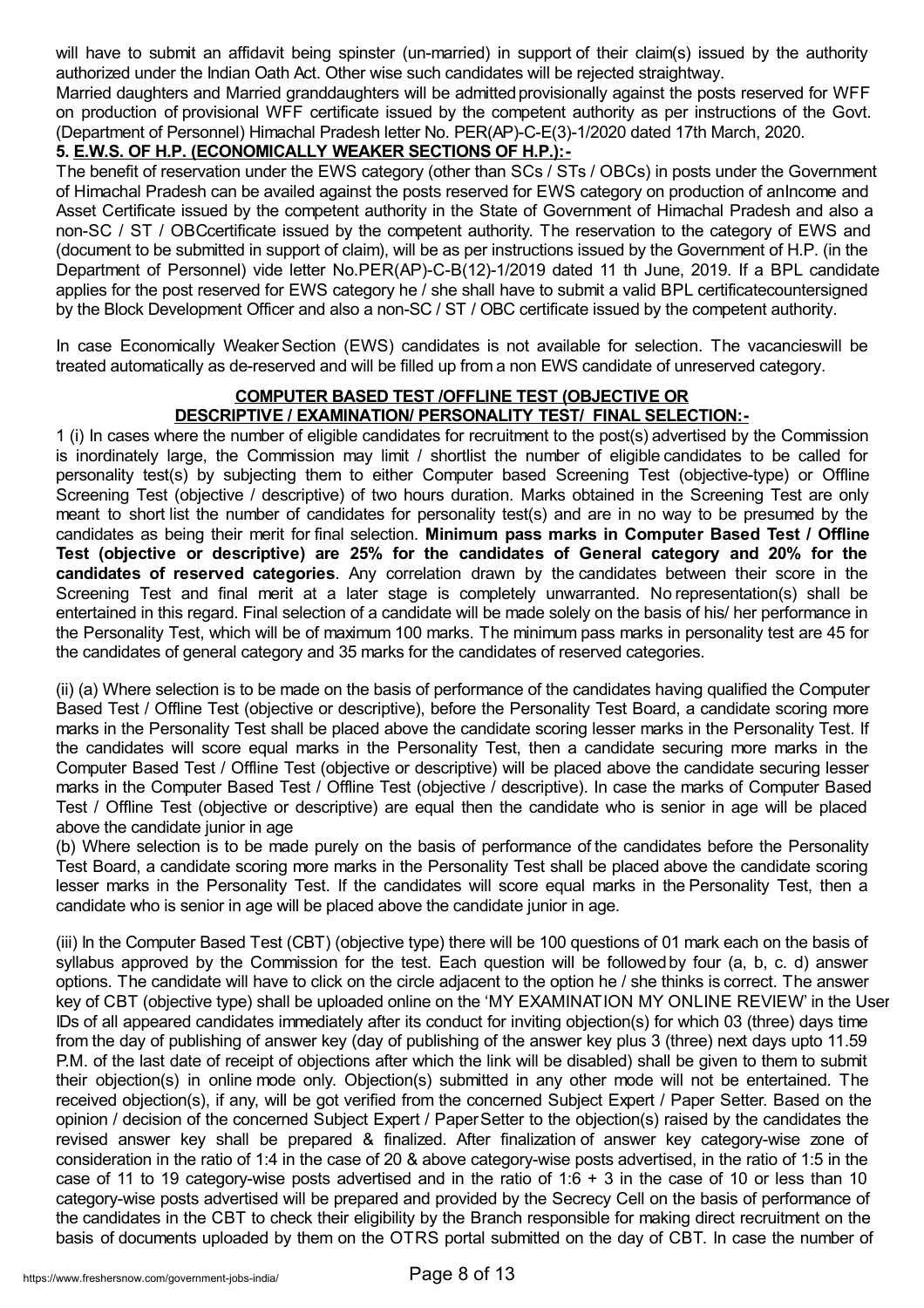will have to submit an affidavit being spinster (un-married) in support of their claim(s) issued by the authority authorized under the Indian Oath Act. Other wise such candidates will be rejected straightway.

Married daughters and Married granddaughters will be admitted provisionally against the posts reserved for WFF on production of provisional WFF certificate issued by the competent authority as per instructions of the Govt. (Department of Personnel) Himachal Pradesh letter No. PER(AP)-C-E(3)-1/2020 dated 17th March, 2020.

**5. E.W.S. OF H.P. (ECONOMICALLY WEAKER SECTIONS OF H.P.):-**

The benefit of reservation under the EWS category (other than SCs / STs / OBCs) in posts under the Government of Himachal Pradesh can be availed against the posts reserved for EWS category on production of anIncome and Asset Certificate issued by the competent authority in the State of Government of Himachal Pradesh and also a non-SC / ST / OBCcertificate issued by the competent authority. The reservation to the category of EWS and (document to be submitted in support of claim), will be as per instructions issued by the Government of H.P. (in the Department of Personnel) vide letter No.PER(AP)-C-B(12)-1/2019 dated 11 th June, 2019. If a BPL candidate applies for the post reserved for EWS category he / she shall have to submit a valid BPL certificatecountersigned by the Block Development Officer and also a non-SC / ST / OBC certificate issued by the competent authority.

In case Economically Weaker Section (EWS) candidates is not available for selection. The vacancieswill be treated automatically as de-reserved and will be filled up from a non EWS candidate of unreserved category.

**COMPUTER BASED TEST /OFFLINE TEST (OBJECTIVE OR DESCRIPTIVE / EXAMINATION/ PERSONALITY TEST/ FINAL SELECTION:-**

1 (i) In cases where the number of eligible candidates for recruitment to the post(s) advertised by the Commission is inordinately large, the Commission may limit / shortlist the number of eligible candidates to be called for personality test(s) by subjecting them to either Computer based Screening Test (objective-type) or Offline Screening Test (objective / descriptive) of two hours duration. Marks obtained in the Screening Test are only meant to short list the number of candidates for personality test(s) and are in no way to be presumed by the candidates as being their merit for final selection. **Minimum pass marks in Computer Based Test / Offline Test (objective or descriptive) are 25% for the candidates of General category and 20% for the candidates of reserved categories**. Any correlation drawn by the candidates between their score in the Screening Test and final merit at a later stage is completely unwarranted. No representation(s) shall be entertained in this regard. Final selection of a candidate will be made solely on the basis of his/ her performance in the Personality Test, which will be of maximum 100 marks. The minimum pass marks in personality test are 45 for the candidates of general category and 35 marks for the candidates of reserved categories.

(ii) (a) Where selection is to be made on the basis of performance of the candidates having qualified the Computer Based Test / Offline Test (objective or descriptive), before the Personality Test Board, a candidate scoring more marks in the Personality Test shall be placed above the candidate scoring lesser marks in the Personality Test. If the candidates will score equal marks in the Personality Test, then a candidate securing more marks in the Computer Based Test / Offline Test (objective or descriptive) will be placed above the candidate securing lesser marks in the Computer Based Test / Offline Test (objective / descriptive). In case the marks of Computer Based Test / Offline Test (objective or descriptive) are equal then the candidate who is senior in age will be placed above the candidate junior in age

(b) Where selection is to be made purely on the basis of performance of the candidates before the Personality Test Board, a candidate scoring more marks in the Personality Test shall be placed above the candidate scoring lesser marks in the Personality Test. If the candidates will score equal marks in the Personality Test, then a candidate who is senior in age will be placed above the candidate junior in age.

(iii) In the Computer Based Test (CBT) (objective type) there will be 100 questions of 01 mark each on the basis of syllabus approved by the Commission for the test. Each question will be followed by four (a, b, c. d) answer options. The candidate will have to click on the circle adjacent to the option he / she thinks is correct. The answer key of CBT (objective type) shall be uploaded online on the 'MY EXAMINATION MY ONLINE REVIEW' in the User IDs of all appeared candidates immediately after its conduct for inviting objection(s) for which 03 (three) days time from the day of publishing of answer key (day of publishing of the answer key plus 3 (three) next days upto 11.59 P.M. of the last date of receipt of objections after which the link will be disabled) shall be given to them to submit their objection(s) in online mode only. Objection(s) submitted in any other mode will not be entertained. The received objection(s), if any, will be got verified from the concerned Subject Expert / Paper Setter. Based on the opinion / decision of the concerned Subject Expert / Paper Setter to the objection(s) raised by the candidates the revised answer key shall be prepared & finalized. After finalization of answer key category-wise zone of consideration in the ratio of 1:4 in the case of 20 & above category-wise posts advertised, in the ratio of 1:5 in the case of 11 to 19 category-wise posts advertised and in the ratio of 1:6 + 3 in the case of 10 or less than 10 category-wise posts advertised will be prepared and provided by the Secrecy Cell on the basis of performance of the candidates in the CBT to check their eligibility by the Branch responsible for making direct recruitment on the basis of documents uploaded by them on the OTRS portal submitted on the day of CBT. In case the number of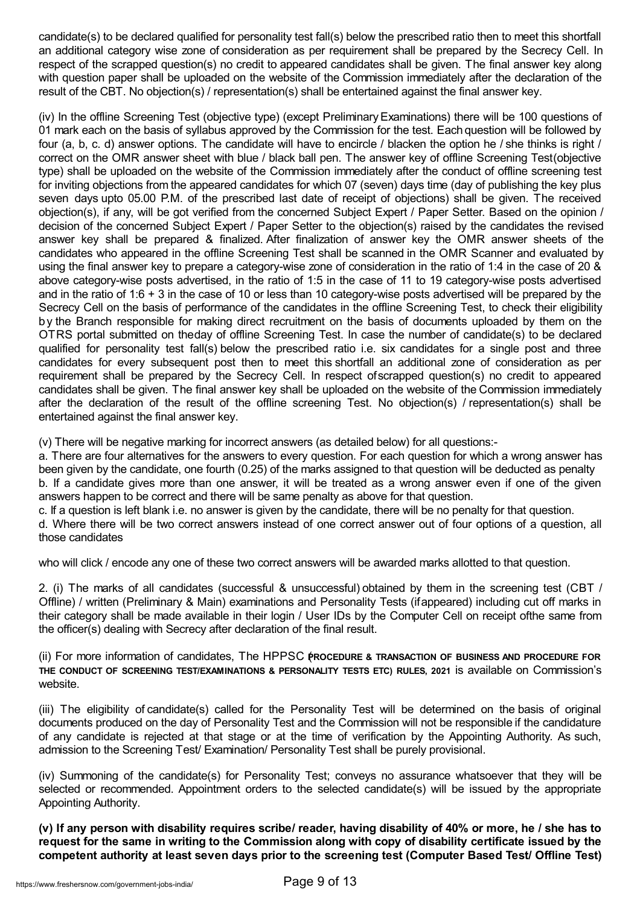candidate(s) to be declared qualified for personality test fall(s) below the prescribed ratio then to meet this shortfall an additional category wise zone of consideration as per requirement shall be prepared by the Secrecy Cell. In respect of the scrapped question(s) no credit to appeared candidates shall be given. The final answer key along with question paper shall be uploaded on the website of the Commission immediately after the declaration of the result of the CBT. No objection(s) / representation(s) shall be entertained against the final answer key.

(iv) In the offline Screening Test (objective type) (except Preliminary Examinations) there will be 100 questions of 01 mark each on the basis of syllabus approved by the Commission for the test. Each question will be followed by four (a, b, c. d) answer options. The candidate will have to encircle / blacken the option he / she thinks is right / correct on the OMR answer sheet with blue / black ball pen. The answer key of offline Screening Test(objective type) shall be uploaded on the website of the Commission immediately after the conduct of offline screening test for inviting objections from the appeared candidates for which 07 (seven) days time (day of publishing the key plus seven days upto 05.00 P.M. of the prescribed last date of receipt of objections) shall be given. The received objection(s), if any, will be got verified from the concerned Subject Expert / Paper Setter. Based on the opinion / decision of the concerned Subject Expert / Paper Setter to the objection(s) raised by the candidates the revised answer key shall be prepared & finalized. After finalization of answer key the OMR answer sheets of the candidates who appeared in the offline Screening Test shall be scanned in the OMR Scanner and evaluated by using the final answer key to prepare a category-wise zone of consideration in the ratio of 1:4 in the case of 20 & above category-wise posts advertised, in the ratio of 1:5 in the case of 11 to 19 category-wise posts advertised and in the ratio of 1:6 + 3 in the case of 10 or less than 10 category-wise posts advertised will be prepared by the Secrecy Cell on the basis of performance of the candidates in the offline Screening Test, to check their eligibility by the Branch responsible for making direct recruitment on the basis of documents uploaded by them on the OTRS portal submitted on theday of offline Screening Test. In case the number of candidate(s) to be declared qualified for personality test fall(s) below the prescribed ratio i.e. six candidates for a single post and three candidates for every subsequent post then to meet this shortfall an additional zone of consideration as per requirement shall be prepared by the Secrecy Cell. In respect ofscrapped question(s) no credit to appeared candidates shall be given. The final answer key shall be uploaded on the website of the Commission immediately after the declaration of the result of the offline screening Test. No objection(s) / representation(s) shall be entertained against the final answer key.

(v) There will be negative marking for incorrect answers (as detailed below) for all questions:-

a. There are four alternatives for the answers to every question. For each question for which a wrong answer has been given by the candidate, one fourth (0.25) of the marks assigned to that question will be deducted as penalty

b. If a candidate gives more than one answer, it will be treated as a wrong answer even if one of the given answers happen to be correct and there will be same penalty as above for that question.

c. If a question is left blank i.e. no answer is given by the candidate, there will be no penalty for that question.

d. Where there will be two correct answers instead of one correct answer out of four options of a question, all those candidates

who will click / encode any one of these two correct answers will be awarded marks allotted to that question.

2. (i) The marks of all candidates (successful & unsuccessful) obtained by them in the screening test (CBT / Offline) / written (Preliminary & Main) examinations and Personality Tests (ifappeared) including cut off marks in their category shall be made available in their login / User IDs by the Computer Cell on receipt ofthe same from the officer(s) dealing with Secrecy after declaration of the final result.

(ii) For more information of candidates, The HPPSC (PROCEDURE & TRANSACTION OF BUSINESS AND PROCEDURE FOR THE CONDUCT OF SCREENING TEST/EXAMINATIONS & PERSONALITY TESTS ETC) RULES, 2021 is available on Commission's website.

(iii) The eligibility of candidate(s) called for the Personality Test will be determined on the basis of original documents produced on the day of Personality Test and the Commission will not be responsible if the candidature of any candidate is rejected at that stage or at the time of verification by the Appointing Authority. As such, admission to the Screening Test/ Examination/ Personality Test shall be purely provisional.

(iv) Summoning of the candidate(s) for Personality Test; conveys no assurance whatsoever that they will be selected or recommended. Appointment orders to the selected candidate(s) will be issued by the appropriate Appointing Authority.

**(v) If any person with disability requires scribe/ reader, having disability of 40% or more, he / she has to request for the same in writing to the Commission along with copy of disability certificate issued by the competent authority at least seven days prior to the screening test (Computer Based Test/ Offline Test)**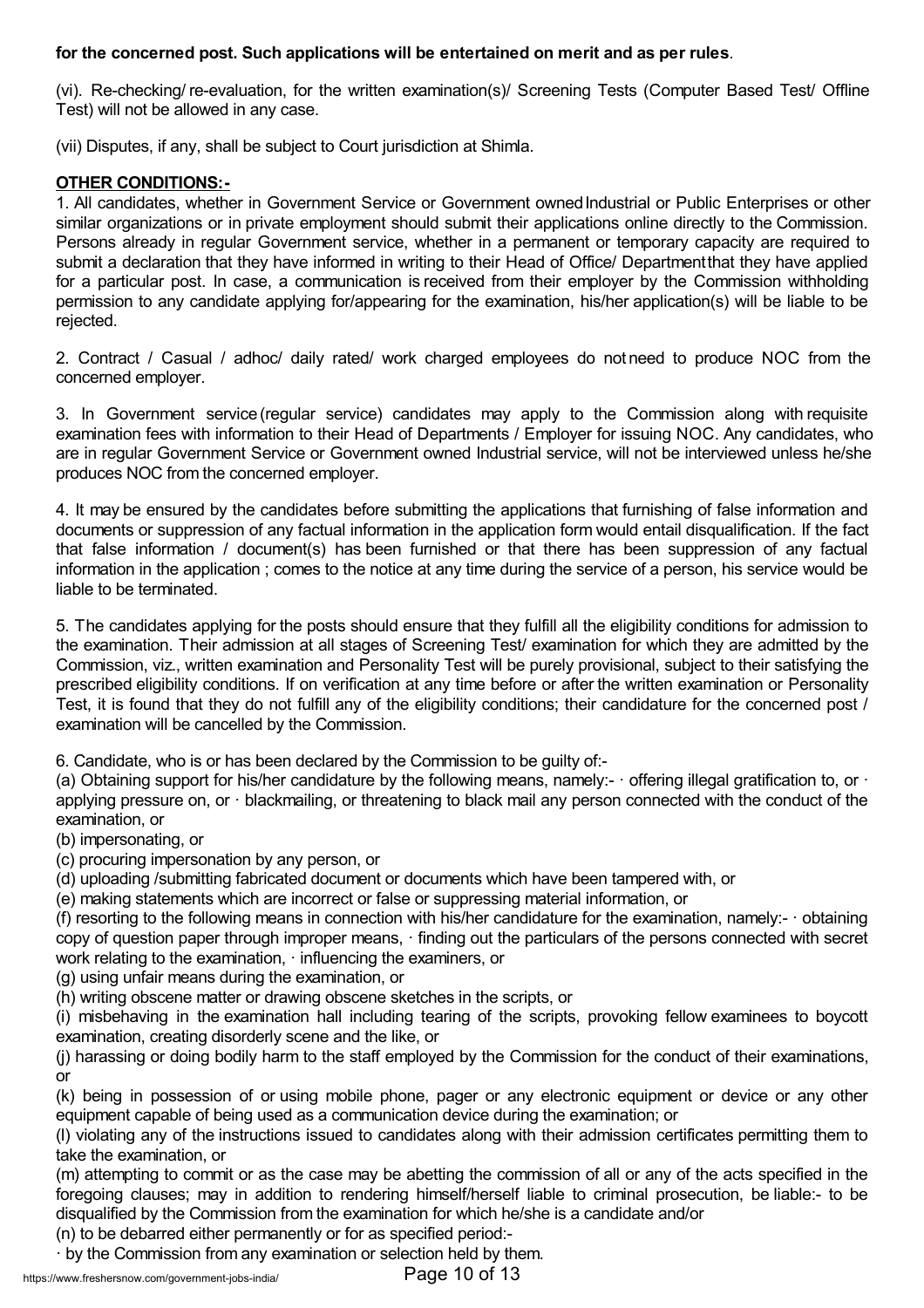**for the concerned post. Such applications will be entertained on merit and as per rules**.

(vi). Re-checking/ re-evaluation, for the written examination(s)/ Screening Tests (Computer Based Test/ Offline Test) will not be allowed in any case.

(vii) Disputes, if any, shall be subject to Court jurisdiction at Shimla.

**OTHER CONDITIONS:-**

1. All candidates, whether in Government Service or Government owned Industrial or Public Enterprises or other similar organizations or in private employment should submit their applications online directly to the Commission. Persons already in regular Government service, whether in a permanent or temporary capacity are required to submit a declaration that they have informed in writing to their Head of Office/ Department that they have applied for a particular post. In case, a communication is received from their employer by the Commission withholding permission to any candidate applying for/appearing for the examination, his/her application(s) will be liable to be rejected.

2. Contract / Casual / adhoc/ daily rated/ work charged employees do not need to produce NOC from the concerned employer.

3. In Government service (regular service) candidates may apply to the Commission along with requisite examination fees with information to their Head of Departments / Employer for issuing NOC. Any candidates, who are in regular Government Service or Government owned Industrial service, will not be interviewed unless he/she produces NOC from the concerned employer.

4. It may be ensured by the candidates before submitting the applications that furnishing of false information and documents or suppression of any factual information in the application form would entail disqualification. If the fact that false information / document(s) has been furnished or that there has been suppression of any factual information in the application ; comes to the notice at any time during the service of a person, his service would be liable to be terminated.

5. The candidates applying for the posts should ensure that they fulfill all the eligibility conditions for admission to the examination. Their admission at all stages of Screening Test/ examination for which they are admitted by the Commission, viz., written examination and Personality Test will be purely provisional, subject to their satisfying the prescribed eligibility conditions. If on verification at any time before or after the written examination or Personality Test, it is found that they do not fulfill any of the eligibility conditions; their candidature for the concerned post / examination will be cancelled by the Commission.

6. Candidate, who is or has been declared by the Commission to be guilty of:-

(a) Obtaining support for his/her candidature by the following means, namely:- · offering illegal gratification to, or · applying pressure on, or · blackmailing, or threatening to black mail any person connected with the conduct of the examination, or

(b) impersonating, or

(c) procuring impersonation by any person, or

(d) uploading /submitting fabricated document or documents which have been tampered with, or

(e) making statements which are incorrect or false or suppressing material information, or

(f) resorting to the following means in connection with his/her candidature for the examination, namely:- · obtaining copy of question paper through improper means, · finding out the particulars of the persons connected with secret work relating to the examination, · influencing the examiners, or

(g) using unfair means during the examination, or

(h) writing obscene matter or drawing obscene sketches in the scripts, or

(i) misbehaving in the examination hall including tearing of the scripts, provoking fellow examinees to boycott examination, creating disorderly scene and the like, or

(j) harassing or doing bodily harm to the staff employed by the Commission for the conduct of their examinations, or

(k) being in possession of or using mobile phone, pager or any electronic equipment or device or any other equipment capable of being used as a communication device during the examination; or

(l) violating any of the instructions issued to candidates along with their admission certificates permitting them to take the examination, or

(m) attempting to commit or as the case may be abetting the commission of all or any of the acts specified in the foregoing clauses; may in addition to rendering himself/herself liable to criminal prosecution, be liable:- to be disqualified by the Commission from the examination for which he/she is a candidate and/or

(n) to be debarred either permanently or for as specified period:-

· by the Commission from any examination or selection held by them.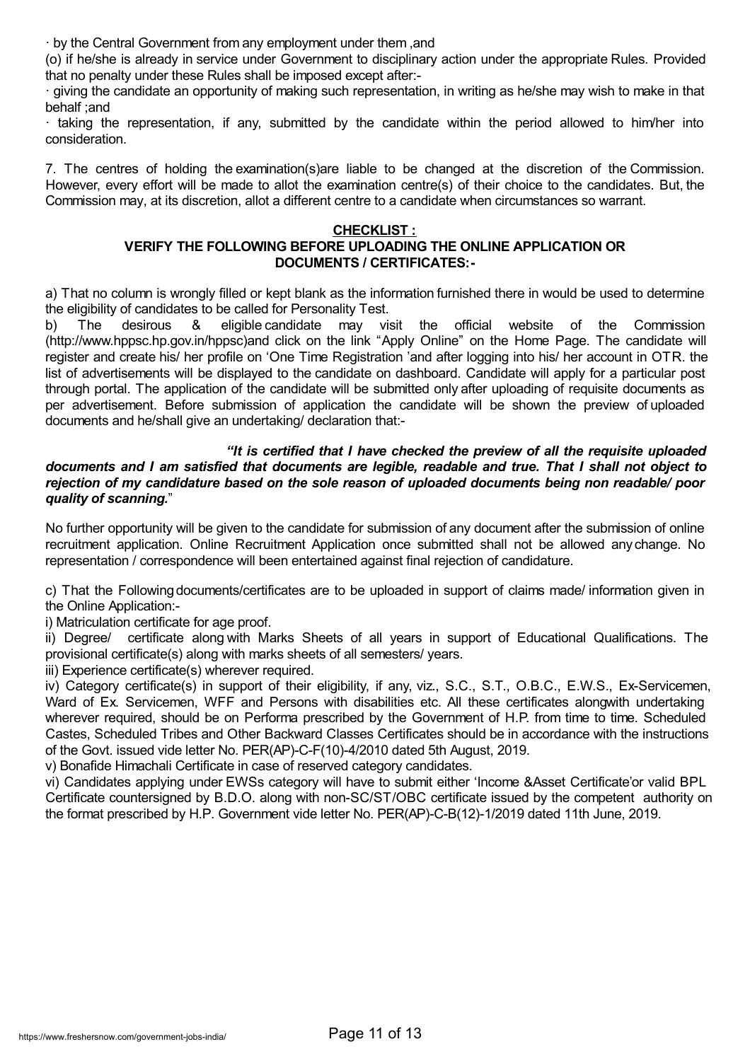· by the Central Government from any employment under them ,and

(o) if he/she is already in service under Government to disciplinary action under the appropriate Rules. Provided that no penalty under these Rules shall be imposed except after:-

· giving the candidate an opportunity of making such representation, in writing as he/she may wish to make in that behalf ;and

· taking the representation, if any, submitted by the candidate within the period allowed to him/her into consideration.

7. The centres of holding the examination(s)are liable to be changed at the discretion of the Commission. However, every effort will be made to allot the examination centre(s) of their choice to the candidates. But, the Commission may, at its discretion, allot a different centre to a candidate when circumstances so warrant.

**CHECKLIST :**

**VERIFY THE FOLLOWING BEFORE UPLOADING THE ONLINE APPLICATION OR DOCUMENTS / CERTIFICATES:-**

a) That no column is wrongly filled or kept blank as the information furnished there in would be used to determine the eligibility of candidates to be called for Personality Test.

b) The desirous & eligible candidate may visit the official website of the Commission (http://www.hppsc.hp.gov.in/hppsc)and click on the link "Apply Online" on the Home Page. The candidate will register and create his/ her profile on 'One Time Registration 'and after logging into his/ her account in OTR. the list of advertisements will be displayed to the candidate on dashboard. Candidate will apply for a particular post through portal. The application of the candidate will be submitted only after uploading of requisite documents as per advertisement. Before submission of application the candidate will be shown the preview of uploaded documents and he/shall give an undertaking/ declaration that:-

***"It is certified that I have checked the preview of all the requisite uploaded documents and I am satisfied that documents are legible, readable and true. That I shall not object to rejection of my candidature based on the sole reason of uploaded documents being non readable/ poor quality of scanning.***"

No further opportunity will be given to the candidate for submission of any document after the submission of online recruitment application. Online Recruitment Application once submitted shall not be allowed any change. No representation / correspondence will been entertained against final rejection of candidature.

c) That the Following documents/certificates are to be uploaded in support of claims made/ information given in the Online Application:-

i) Matriculation certificate for age proof.

ii) Degree/ certificate along with Marks Sheets of all years in support of Educational Qualifications. The provisional certificate(s) along with marks sheets of all semesters/ years.

iii) Experience certificate(s) wherever required.

iv) Category certificate(s) in support of their eligibility, if any, viz., S.C., S.T., O.B.C., E.W.S., Ex-Servicemen, Ward of Ex. Servicemen, WFF and Persons with disabilities etc. All these certificates alongwith undertaking wherever required, should be on Performa prescribed by the Government of H.P. from time to time. Scheduled Castes, Scheduled Tribes and Other Backward Classes Certificates should be in accordance with the instructions of the Govt. issued vide letter No. PER(AP)-C-F(10)-4/2010 dated 5th August, 2019.

v) Bonafide Himachali Certificate in case of reserved category candidates.

vi) Candidates applying under EWSs category will have to submit either 'Income &Asset Certificate'or valid BPL Certificate countersigned by B.D.O. along with non-SC/ST/OBC certificate issued by the competent authority on the format prescribed by H.P. Government vide letter No. PER(AP)-C-B(12)-1/2019 dated 11th June, 2019.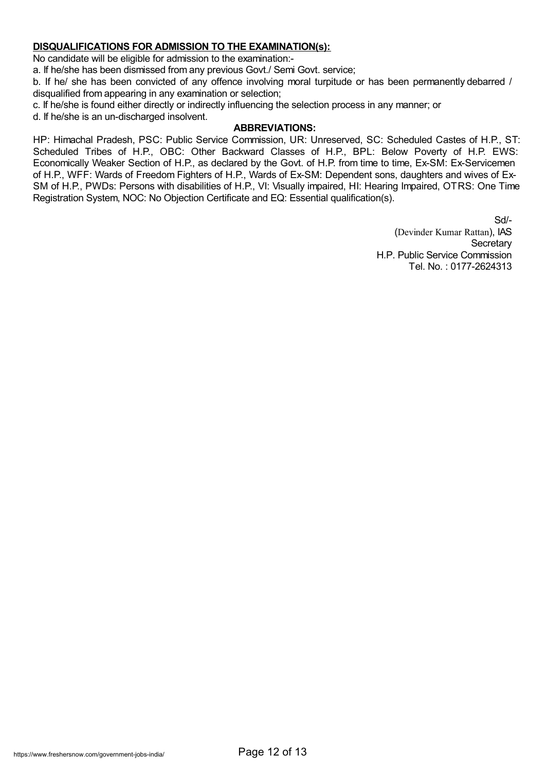**DISQUALIFICATIONS FOR ADMISSION TO THE EXAMINATION(s):**

No candidate will be eligible for admission to the examination:-

a. If he/she has been dismissed from any previous Govt./ Semi Govt. service;

b. If he/ she has been convicted of any offence involving moral turpitude or has been permanently debarred / disqualified from appearing in any examination or selection;

c. If he/she is found either directly or indirectly influencing the selection process in any manner; or

d. If he/she is an un-discharged insolvent.

**ABBREVIATIONS:**

HP: Himachal Pradesh, PSC: Public Service Commission, UR: Unreserved, SC: Scheduled Castes of H.P., ST: Scheduled Tribes of H.P., OBC: Other Backward Classes of H.P., BPL: Below Poverty of H.P. EWS: Economically Weaker Section of H.P., as declared by the Govt. of H.P. from time to time, Ex-SM: Ex-Servicemen of H.P., WFF: Wards of Freedom Fighters of H.P., Wards of Ex-SM: Dependent sons, daughters and wives of Ex-SM of H.P., PWDs: Persons with disabilities of H.P., VI: Visually impaired, HI: Hearing Impaired, OTRS: One Time Registration System, NOC: No Objection Certificate and EQ: Essential qualification(s).

Sd/-
(Devinder Kumar Rattan), IAS
Secretary
H.P. Public Service Commission
Tel. No. : 0177-2624313

https://www.freshersnow.com/government-jobs-india/